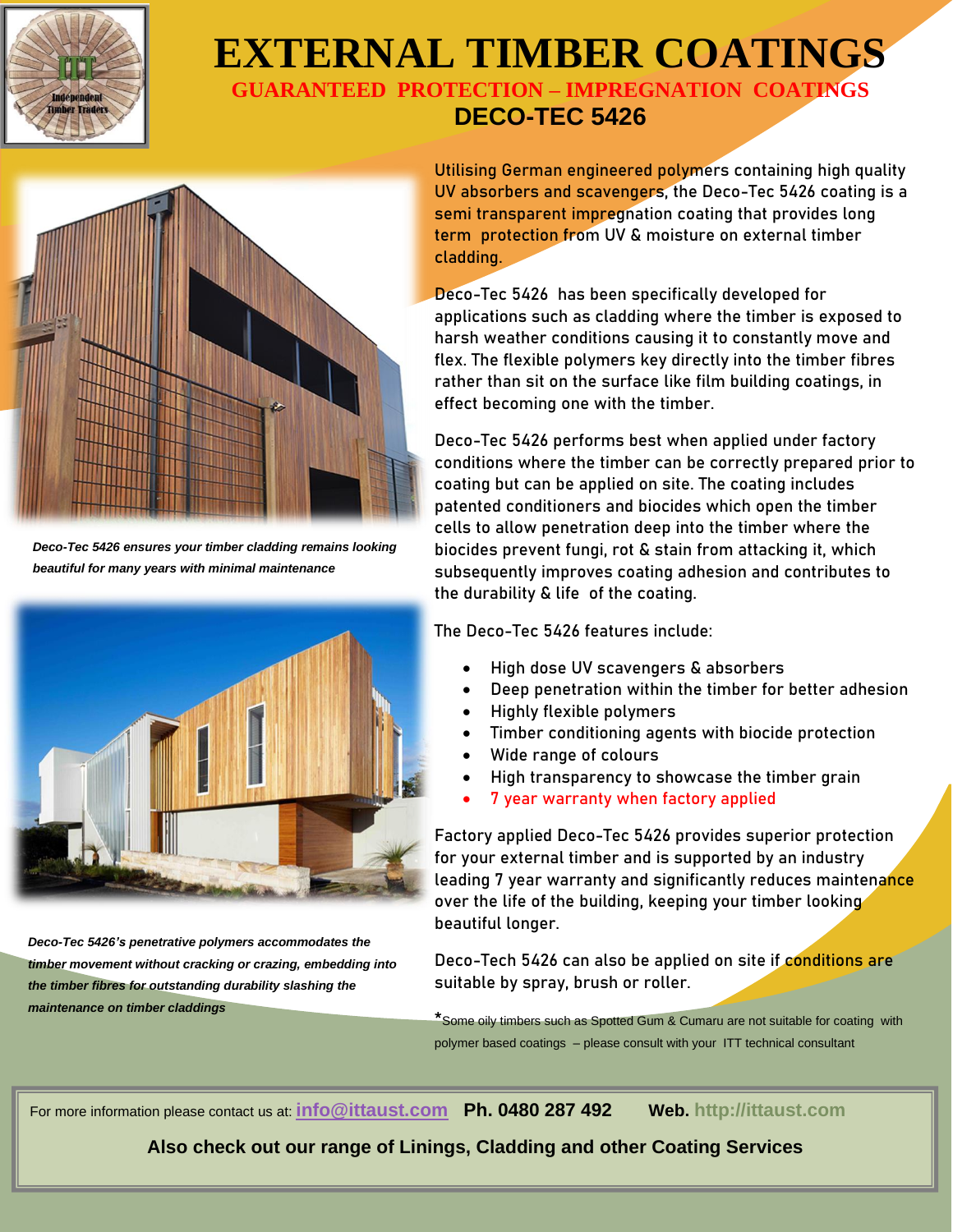# EXTERNAL TIMBER COATINGS

## GUARANTEED PROTECTION – IMPREGNATION COATINGS

## DECO-TEC 5426

Utilising German engineered polymers containing high quality UV absorbers and scavengers, the Deco-Tec 5426 coating is a semi transparent impregnation coating that provides long term protection from UV & moisture on external timber cladding.

Deco-Tec 5426 has been specifically developed for applications such as cladding where the timber is exposed to harsh weather conditions causing it to constantly move and flex. The flexible polymers key directly into the timber fibres rather than sit on the surface like film building coatings, in effect becoming one with the timber.

Deco-Tec 5426 performs best when applied under factory conditions where the timber can be correctly prepared prior to coating but can be applied on site. The coating includes patented conditioners and biocides which open the timber cells to allow penetration deep into the timber where the biocides prevent fungi, rot & stain from attacking it, which subsequently improves coating adhesion and contributes to the durability & life of the coating.

The Deco-Tec 5426 features include:

- High dose UV scavengers & absorbers
- Deep penetration within the timber for better adhesion
- Highly flexible polymers
- Timber conditioning agents with biocide protection
- Wide range of colours
- High transparency to showcase the timber grain
- 7 year warranty when factory applied

Factory applied Deco-Tec 5426 provides superior protection for your external timber and is supported by an industry leading 7 year warranty and significantly reduces maintenance over the life of the building, keeping your timber looking beautiful longer.

Deco-Tech 5426 can also be applied on site if conditions are suitable by spray, brush or roller.

*Some oily timbers such as Spotted Gum & Cumaru are not suitable for coating with polymer based coatings – please consult with your ITT technical consultant

*Deco-Tec 5426 ensures your timber cladding remains looking beautiful for many years with minimal maintenance*

*Deco-Tec 5426's penetrative polymers accommodates the timber movement without cracking or crazing, embedding into the timber fibres for outstanding durability slashing the maintenance on timber claddings*

For more information please contact us at: **info@ittaust.com** **Ph. 0480 287 492** **Web. http://ittaust.com**

**Also check out our range of Linings, Cladding and other Coating Services**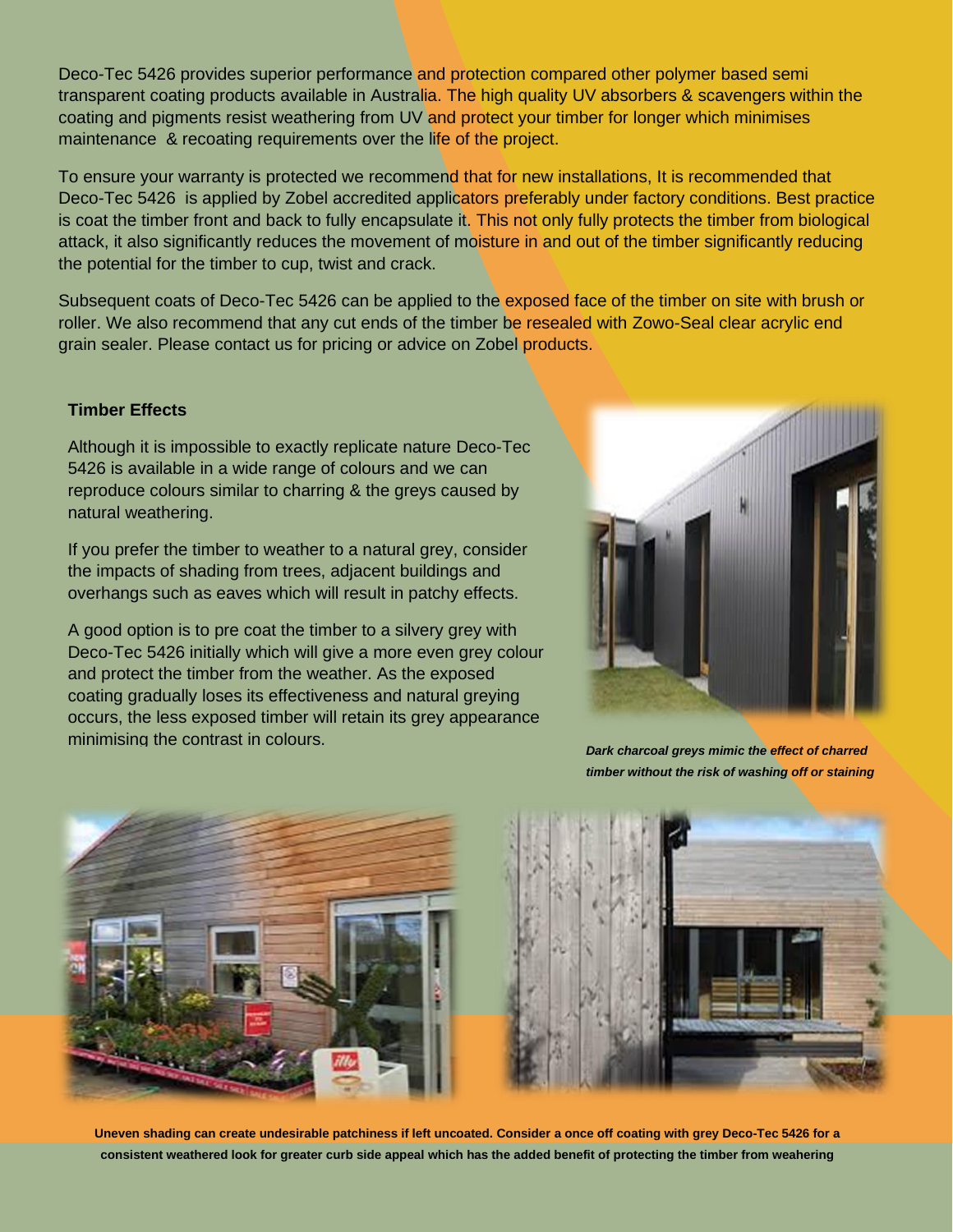Deco-Tec 5426 provides superior performance and protection compared other polymer based semi transparent coating products available in Australia. The high quality UV absorbers & scavengers within the coating and pigments resist weathering from UV and protect your timber for longer which minimises maintenance & recoating requirements over the life of the project.

To ensure your warranty is protected we recommend that for new installations, It is recommended that Deco-Tec 5426 is applied by Zobel accredited applicators preferably under factory conditions. Best practice is coat the timber front and back to fully encapsulate it. This not only fully protects the timber from biological attack, it also significantly reduces the movement of moisture in and out of the timber significantly reducing the potential for the timber to cup, twist and crack.

Subsequent coats of Deco-Tec 5426 can be applied to the exposed face of the timber on site with brush or roller. We also recommend that any cut ends of the timber be resealed with Zowo-Seal clear acrylic end grain sealer. Please contact us for pricing or advice on Zobel products.

**Timber Effects**

Although it is impossible to exactly replicate nature Deco-Tec 5426 is available in a wide range of colours and we can reproduce colours similar to charring & the greys caused by natural weathering.

If you prefer the timber to weather to a natural grey, consider the impacts of shading from trees, adjacent buildings and overhangs such as eaves which will result in patchy effects.

A good option is to pre coat the timber to a silvery grey with Deco-Tec 5426 initially which will give a more even grey colour and protect the timber from the weather. As the exposed coating gradually loses its effectiveness and natural greying occurs, the less exposed timber will retain its grey appearance minimising the contrast in colours.

***Dark charcoal greys mimic the effect of charred timber without the risk of washing off or staining***

**Uneven shading can create undesirable patchiness if left uncoated. Consider a once off coating with grey Deco-Tec 5426 for a consistent weathered look for greater curb side appeal which has the added benefit of protecting the timber from weahering**